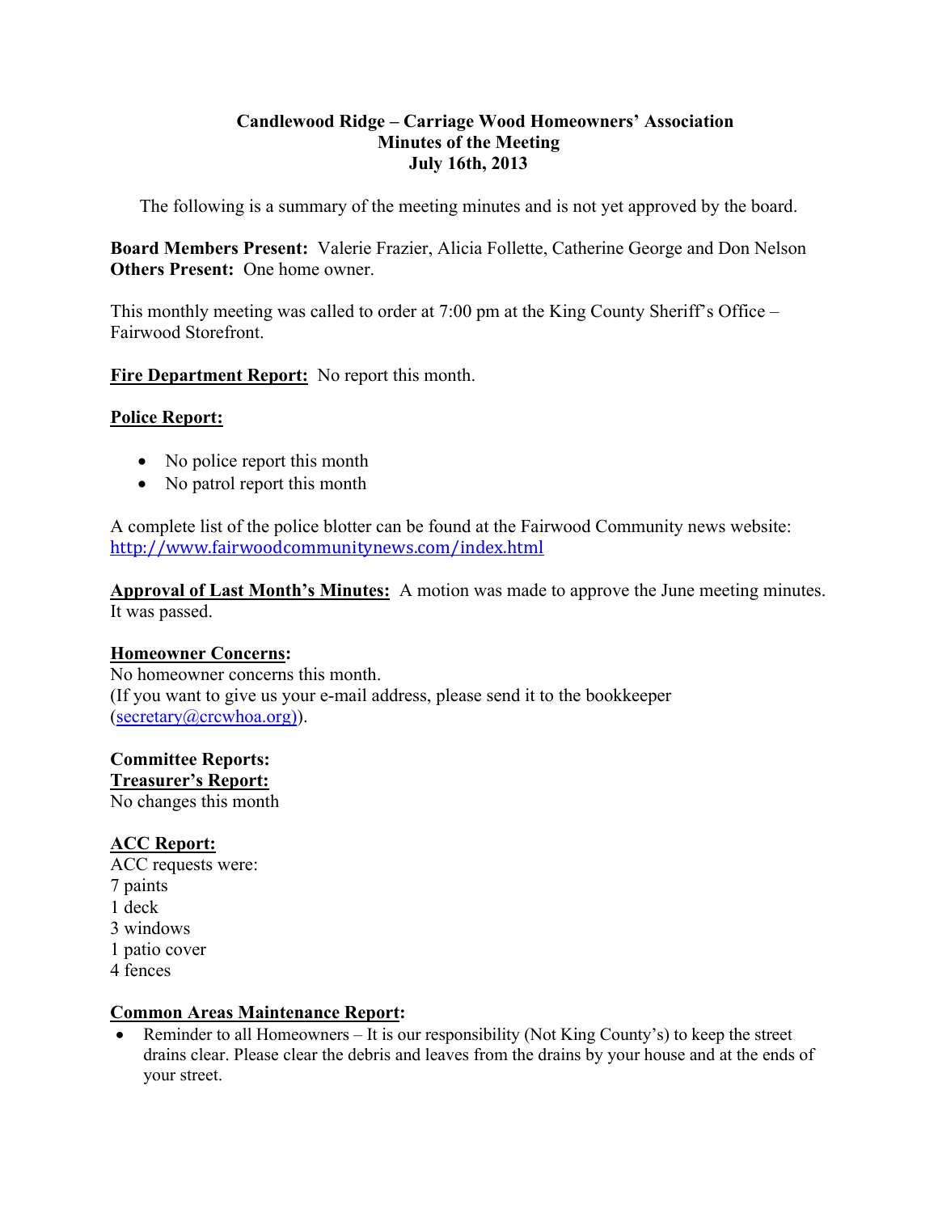**Candlewood Ridge – Carriage Wood Homeowners' Association**
**Minutes of the Meeting**
**July 16th, 2013**

The following is a summary of the meeting minutes and is not yet approved by the board.

**Board Members Present:** Valerie Frazier, Alicia Follette, Catherine George and Don Nelson
**Others Present:** One home owner.

This monthly meeting was called to order at 7:00 pm at the King County Sheriff's Office – Fairwood Storefront.

**Fire Department Report:** No report this month.

**Police Report:**

- No police report this month
- No patrol report this month

A complete list of the police blotter can be found at the Fairwood Community news website: http://www.fairwoodcommunitynews.com/index.html

**Approval of Last Month's Minutes:** A motion was made to approve the June meeting minutes. It was passed.

**Homeowner Concerns:**
No homeowner concerns this month.
(If you want to give us your e-mail address, please send it to the bookkeeper (secretary@crcwhoa.org)).

**Committee Reports:**
**Treasurer's Report:**
No changes this month

**ACC Report:**
ACC requests were:
7 paints
1 deck
3 windows
1 patio cover
4 fences

**Common Areas Maintenance Report:**

- Reminder to all Homeowners – It is our responsibility (Not King County's) to keep the street drains clear. Please clear the debris and leaves from the drains by your house and at the ends of your street.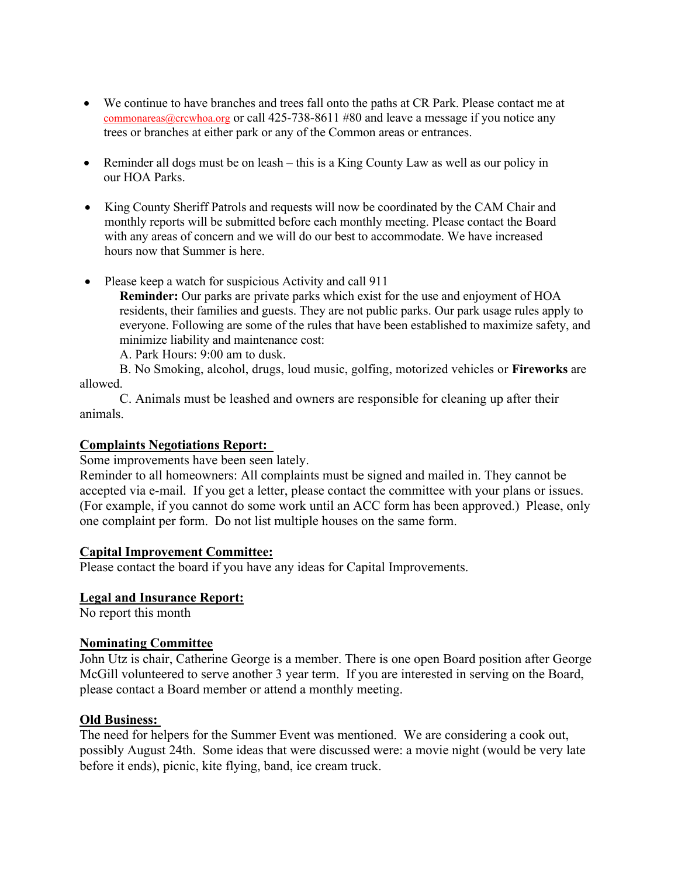- We continue to have branches and trees fall onto the paths at CR Park. Please contact me at commonareas@crcwhoa.org or call 425-738-8611 #80 and leave a message if you notice any trees or branches at either park or any of the Common areas or entrances.

- Reminder all dogs must be on leash – this is a King County Law as well as our policy in our HOA Parks.

- King County Sheriff Patrols and requests will now be coordinated by the CAM Chair and monthly reports will be submitted before each monthly meeting. Please contact the Board with any areas of concern and we will do our best to accommodate. We have increased hours now that Summer is here.

- Please keep a watch for suspicious Activity and call 911

  **Reminder:** Our parks are private parks which exist for the use and enjoyment of HOA residents, their families and guests. They are not public parks. Our park usage rules apply to everyone. Following are some of the rules that have been established to maximize safety, and minimize liability and maintenance cost:

  A. Park Hours: 9:00 am to dusk.

  B. No Smoking, alcohol, drugs, loud music, golfing, motorized vehicles or **Fireworks** are allowed.

  C. Animals must be leashed and owners are responsible for cleaning up after their animals.

**Complaints Negotiations Report:**

Some improvements have been seen lately.

Reminder to all homeowners: All complaints must be signed and mailed in. They cannot be accepted via e-mail. If you get a letter, please contact the committee with your plans or issues. (For example, if you cannot do some work until an ACC form has been approved.) Please, only one complaint per form. Do not list multiple houses on the same form.

**Capital Improvement Committee:**

Please contact the board if you have any ideas for Capital Improvements.

**Legal and Insurance Report:**

No report this month

**Nominating Committee**

John Utz is chair, Catherine George is a member. There is one open Board position after George McGill volunteered to serve another 3 year term. If you are interested in serving on the Board, please contact a Board member or attend a monthly meeting.

**Old Business:**

The need for helpers for the Summer Event was mentioned. We are considering a cook out, possibly August 24th. Some ideas that were discussed were: a movie night (would be very late before it ends), picnic, kite flying, band, ice cream truck.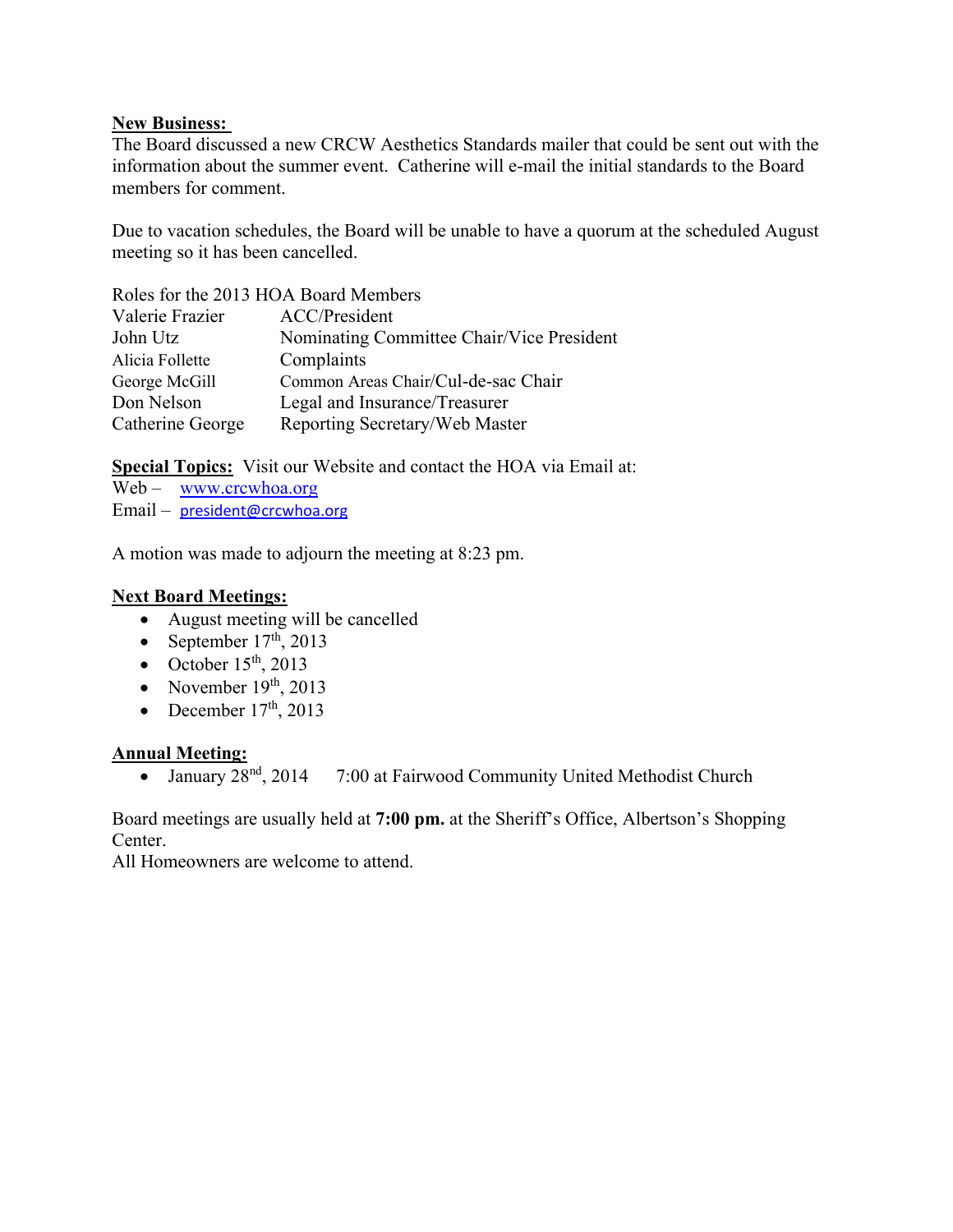**New Business:**

The Board discussed a new CRCW Aesthetics Standards mailer that could be sent out with the information about the summer event. Catherine will e-mail the initial standards to the Board members for comment.

Due to vacation schedules, the Board will be unable to have a quorum at the scheduled August meeting so it has been cancelled.

Roles for the 2013 HOA Board Members

| | |
|---|---|
| Valerie Frazier | ACC/President |
| John Utz | Nominating Committee Chair/Vice President |
| Alicia Follette | Complaints |
| George McGill | Common Areas Chair/Cul-de-sac Chair |
| Don Nelson | Legal and Insurance/Treasurer |
| Catherine George | Reporting Secretary/Web Master |

**Special Topics:** Visit our Website and contact the HOA via Email at:

Web – www.crcwhoa.org

Email – president@crcwhoa.org

A motion was made to adjourn the meeting at 8:23 pm.

**Next Board Meetings:**

- August meeting will be cancelled
- September 17th, 2013
- October 15th, 2013
- November 19th, 2013
- December 17th, 2013

**Annual Meeting:**

- January 28nd, 2014 7:00 at Fairwood Community United Methodist Church

Board meetings are usually held at **7:00 pm.** at the Sheriff's Office, Albertson's Shopping Center.

All Homeowners are welcome to attend.